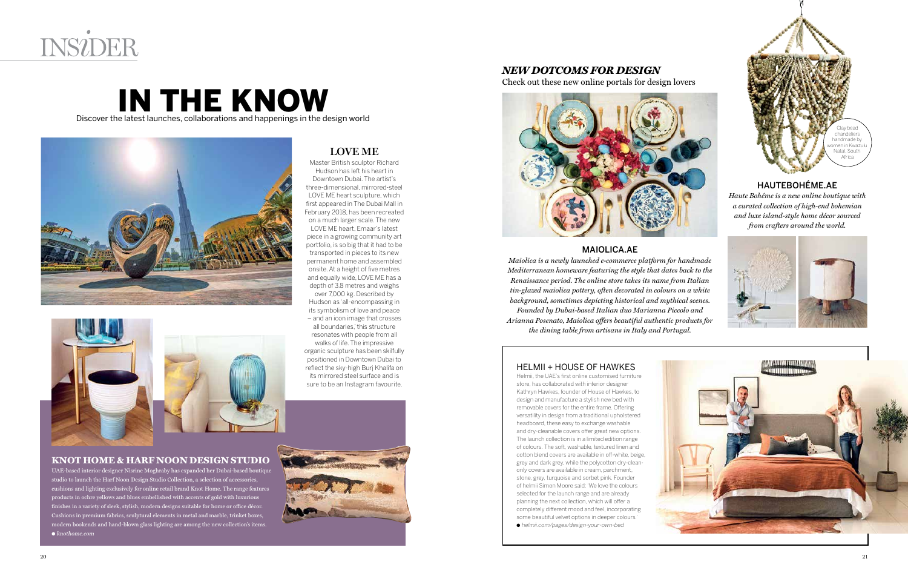# IN THE KNOW

Discover the latest launches, collaborations and happenings in the design world

## LOVE ME

Master British sculptor Richard Hudson has left his heart in Downtown Dubai. The artist's three-dimensional, mirrored-steel LOVE ME heart sculpture, which first appeared in The Dubai Mall in February 2018, has been recreated on a much larger scale. The new LOVE ME heart, Emaar's latest piece in a growing community art portfolio, is so big that it had to be transported in pieces to its new permanent home and assembled onsite. At a height of five metres and equally wide, LOVE ME has a depth of 3.8 metres and weighs over 7,000 kg. Described by Hudson as 'all-encompassing in its symbolism of love and peace – and an icon image that crosses all boundaries,' this structure resonates with people from all walks of life. The impressive organic sculpture has been skilfully positioned in Downtown Dubai to reflect the sky-high Burj Khalifa on its mirrored steel surface and is sure to be an Instagram favourite.

## KNOT HOME & HARF NOON DESIGN STUDIO

UAE-based interior designer Nisrine Moghraby has expanded her Dubai-based boutique studio to launch the Harf Noon Design Studio Collection, a selection of accessories, cushions and lighting exclusively for online retail brand Knot Home. The range features products in ochre yellows and blues embellished with accents of gold with luxurious finishes in a variety of sleek, stylish, modern designs suitable for home or office décor. Cushions in premium fabrics, sculptural elements in metal and marble, trinket boxes, modern bookends and hand-blown glass lighting are among the new collection's items.

● *knothome.com*

## *NEW DOTCOMS FOR DESIGN*

Check out these new online portals for design lovers

### MAIOLICA.AE

*Maiolica is a newly launched e-commerce platform for handmade Mediterranean homeware featuring the style that dates back to the Renaissance period. The online store takes its name from Italian tin-glazed maiolica pottery, often decorated in colours on a white background, sometimes depicting historical and mythical scenes. Founded by Dubai-based Italian duo Marianna Piccolo and Arianna Posenato, Maiolica offers beautiful authentic products for the dining table from artisans in Italy and Portugal.*

Clay bead chandeliers handmade by women in Kwazulu Natal, South Africa

### HAUTEBOHÉME.AE

*Haute Bohéme is a new online boutique with a curated collection of high-end bohemian and luxe island-style home décor sourced from crafters around the world.*

### HELMII + HOUSE OF HAWKES

Helmii, the UAE's first online customised furniture store, has collaborated with interior designer Kathryn Hawkes, founder of House of Hawkes, to design and manufacture a stylish new bed with removable covers for the entire frame. Offering versatility in design from a traditional upholstered headboard, these easy to exchange washable and dry-cleanable covers offer great new options. The launch collection is in a limited edition range of colours. The soft, washable, textured linen and cotton blend covers are available in off-white, beige, grey and dark grey, while the polycotton dry-clean-only covers are available in cream, parchment, stone, grey, turquoise and sorbet pink. Founder of helmii Simon Moore said: 'We love the colours selected for the launch range and are already planning the next collection, which will offer a completely different mood and feel, incorporating some beautiful velvet options in deeper colours.'

● *helmii.com/pages/design-your-own-bed*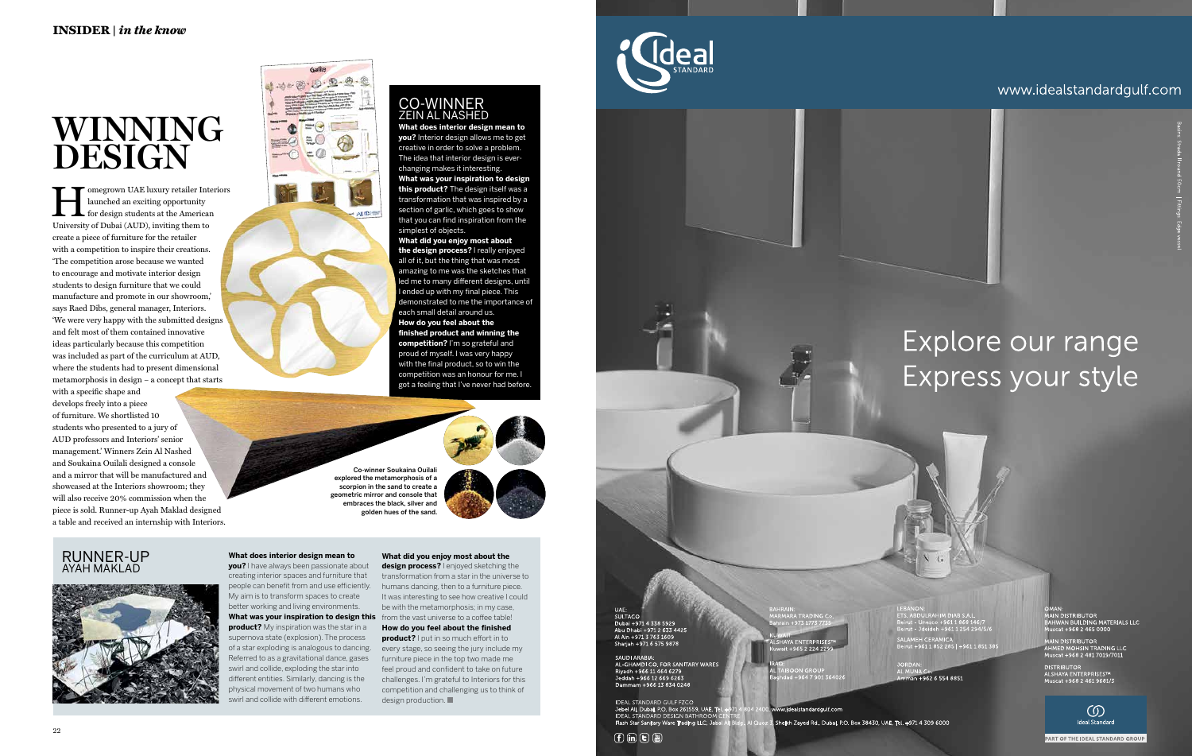# WINNING DESIGN

Homegrown UAE luxury retailer Interiors launched an exciting opportunity for design students at the American University of Dubai (AUD), inviting them to create a piece of furniture for the retailer with a competition to inspire their creations. 'The competition arose because we wanted to encourage and motivate interior design students to design furniture that we could manufacture and promote in our showroom,' says Raed Dibs, general manager, Interiors. 'We were very happy with the submitted designs and felt most of them contained innovative ideas particularly because this competition was included as part of the curriculum at AUD, where the students had to present dimensional metamorphosis in design – a concept that starts with a specific shape and develops freely into a piece of furniture. We shortlisted 10 students who presented to a jury of AUD professors and Interiors' senior management.' Winners Zein Al Nashed and Soukaina Ouilali designed a console and a mirror that will be manufactured and showcased at the Interiors showroom; they will also receive 20% commission when the piece is sold. Runner-up Ayah Maklad designed a table and received an internship with Interiors.

## CO-WINNER
### ZEIN AL NASHED

**What does interior design mean to you?** Interior design allows me to get creative in order to solve a problem. The idea that interior design is ever-changing makes it interesting.

**What was your inspiration to design this product?** The design itself was a transformation that was inspired by a section of garlic, which goes to show that you can find inspiration from the simplest of objects.

**What did you enjoy most about the design process?** I really enjoyed all of it, but the thing that was most amazing to me was the sketches that led me to many different designs, until I ended up with my final piece. This demonstrated to me the importance of each small detail around us.

**How do you feel about the finished product and winning the competition?** I'm so grateful and proud of myself. I was very happy with the final product, so to win the competition was an honour for me. I got a feeling that I've never had before.

Co-winner Soukaina Ouilali explored the metamorphosis of a scorpion in the sand to create a geometric mirror and console that embraces the black, silver and golden hues of the sand.

## RUNNER-UP
### AYAH MAKLAD

**What does interior design mean to you?** I have always been passionate about creating interior spaces and furniture that people can benefit from and use efficiently. My aim is to transform spaces to create better working and living environments.

**What was your inspiration to design this product?** My inspiration was the star in a supernova state (explosion). The process of a star exploding is analogous to dancing. Referred to as a gravitational dance, gases swirl and collide, exploding the star into different entities. Similarly, dancing is the physical movement of two humans who swirl and collide with different emotions.

**What did you enjoy most about the design process?** I enjoyed sketching the transformation from a star in the universe to humans dancing, then to a furniture piece. It was interesting to see how creative I could be with the metamorphosis; in my case, from the vast universe to a coffee table!

**How do you feel about the finished product?** I put in so much effort in to every stage, so seeing the jury include my furniture piece in the top two made me feel proud and confident to take on future challenges. I'm grateful to Interiors for this competition and challenging us to think of design production. ■

---

Ideal STANDARD

www.idealstandardgulf.com

Explore our range
Express your style

UAE:
SULTACO
Dubai +971 4 338 5929
Abu Dhabi +971 2 633 4425
Al Ain +971 3 763 1609
Sharjah +971 6 575 9878

SAUDI ARABIA:
AL-GHAMDI CO. FOR SANITARY WARES
Riyadh +966 11 464 6279
Jeddah +966 12 665 6263
Dammam +966 13 834 0248

BAHRAIN:
MARMARA TRADING Co.
Bahrain +973 1773 7733

KUWAIT:
ALSHAYA ENTERPRISES™
Kuwait +965 2 224 2299

IRAQ:
AL TABOON GROUP
Baghdad +964 7 901 364026

LEBANON:
ETS. ABDULRAHIM DIAB S.A.L.
Beirut - Unesco +961 1 868 146/7
Beirut - Jdeideh +961 1 254 294/5/6

SALAMEH CERAMICA
Beirut +961 1 852 285 | +961 1 851 385

JORDAN:
AL MUNA Co.
Amman +962 6 554 8851

OMAN:
MAIN DISTRIBUTOR
BAHWAN BUILDING MATERIALS LLC
Muscat +968 2 465 0000

MAIN DISTRIBUTOR
AHMED MOHSIN TRADING LLC
Muscat +968 2 481 7019/7011

DISTRIBUTOR
ALSHAYA ENTERPRISES™
Muscat +968 2 461 9681/3

IDEAL STANDARD GULF FZCO
Jebel Ali, Dubai, P.O. Box 261559, UAE. Tel. +971 4 804 2400. www.idealstandardgulf.com
IDEAL STANDARD DESIGN BATHROOM CENTRE
Flash Star Sanitary Ware Trading LLC, Jabal Ali Bldg., Al Quoz 3, Sheikh Zayed Rd., Dubai, P.O. Box 38430, UAE. Tel. +971 4 309 6000

Ideal Standard
PART OF THE IDEAL STANDARD GROUP